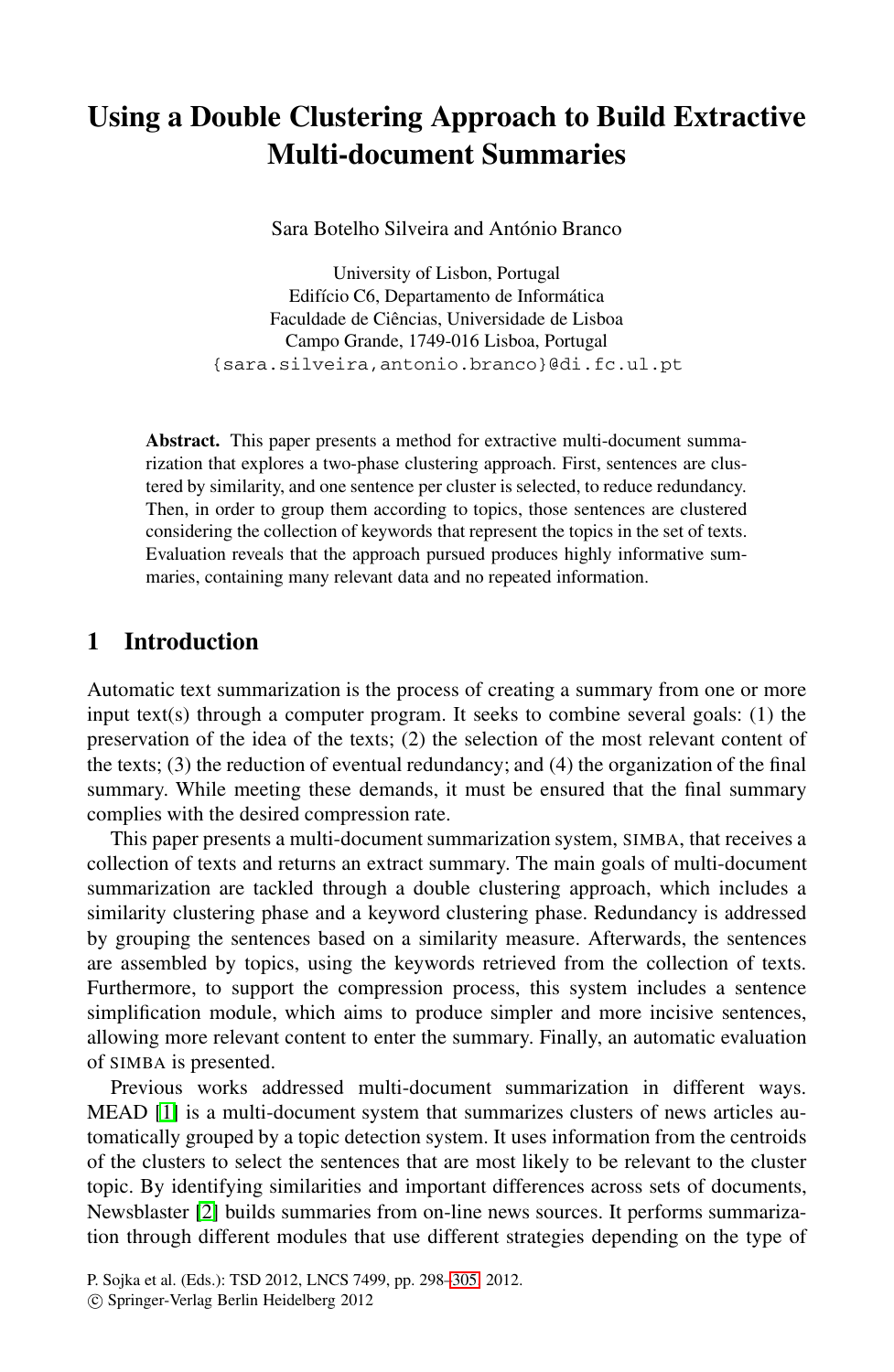# Using a Double Clustering Approach to Build Extractive Multi-document Summaries

Sara Botelho Silveira and António Branco

University of Lisbon, Portugal
Edifício C6, Departamento de Informática
Faculdade de Ciências, Universidade de Lisboa
Campo Grande, 1749-016 Lisboa, Portugal
{sara.silveira,antonio.branco}@di.fc.ul.pt

**Abstract.** This paper presents a method for extractive multi-document summarization that explores a two-phase clustering approach. First, sentences are clustered by similarity, and one sentence per cluster is selected, to reduce redundancy. Then, in order to group them according to topics, those sentences are clustered considering the collection of keywords that represent the topics in the set of texts. Evaluation reveals that the approach pursued produces highly informative summaries, containing many relevant data and no repeated information.

## 1 Introduction

Automatic text summarization is the process of creating a summary from one or more input text(s) through a computer program. It seeks to combine several goals: (1) the preservation of the idea of the texts; (2) the selection of the most relevant content of the texts; (3) the reduction of eventual redundancy; and (4) the organization of the final summary. While meeting these demands, it must be ensured that the final summary complies with the desired compression rate.

This paper presents a multi-document summarization system, SIMBA, that receives a collection of texts and returns an extract summary. The main goals of multi-document summarization are tackled through a double clustering approach, which includes a similarity clustering phase and a keyword clustering phase. Redundancy is addressed by grouping the sentences based on a similarity measure. Afterwards, the sentences are assembled by topics, using the keywords retrieved from the collection of texts. Furthermore, to support the compression process, this system includes a sentence simplification module, which aims to produce simpler and more incisive sentences, allowing more relevant content to enter the summary. Finally, an automatic evaluation of SIMBA is presented.

Previous works addressed multi-document summarization in different ways. MEAD [1] is a multi-document system that summarizes clusters of news articles automatically grouped by a topic detection system. It uses information from the centroids of the clusters to select the sentences that are most likely to be relevant to the cluster topic. By identifying similarities and important differences across sets of documents, Newsblaster [2] builds summaries from on-line news sources. It performs summarization through different modules that use different strategies depending on the type of

P. Sojka et al. (Eds.): TSD 2012, LNCS 7499, pp. 298–305, 2012.
© Springer-Verlag Berlin Heidelberg 2012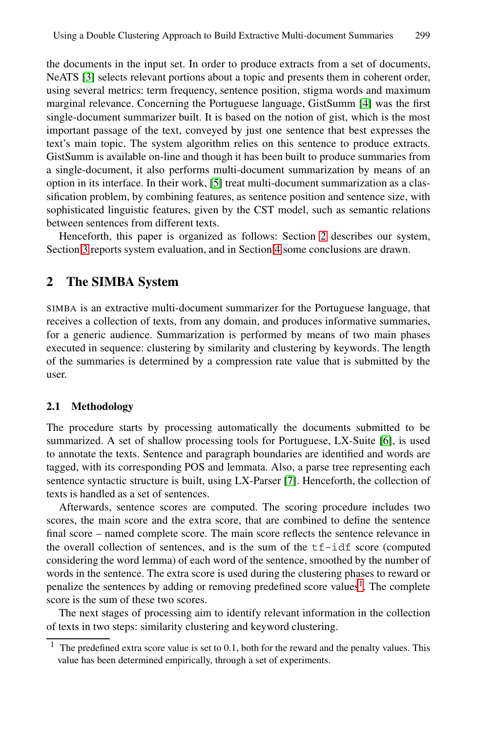the documents in the input set. In order to produce extracts from a set of documents, NeATS [3] selects relevant portions about a topic and presents them in coherent order, using several metrics: term frequency, sentence position, stigma words and maximum marginal relevance. Concerning the Portuguese language, GistSumm [4] was the first single-document summarizer built. It is based on the notion of gist, which is the most important passage of the text, conveyed by just one sentence that best expresses the text's main topic. The system algorithm relies on this sentence to produce extracts. GistSumm is available on-line and though it has been built to produce summaries from a single-document, it also performs multi-document summarization by means of an option in its interface. In their work, [5] treat multi-document summarization as a classification problem, by combining features, as sentence position and sentence size, with sophisticated linguistic features, given by the CST model, such as semantic relations between sentences from different texts.

Henceforth, this paper is organized as follows: Section 2 describes our system, Section 3 reports system evaluation, and in Section 4 some conclusions are drawn.

## 2 The SIMBA System

SIMBA is an extractive multi-document summarizer for the Portuguese language, that receives a collection of texts, from any domain, and produces informative summaries, for a generic audience. Summarization is performed by means of two main phases executed in sequence: clustering by similarity and clustering by keywords. The length of the summaries is determined by a compression rate value that is submitted by the user.

### 2.1 Methodology

The procedure starts by processing automatically the documents submitted to be summarized. A set of shallow processing tools for Portuguese, LX-Suite [6], is used to annotate the texts. Sentence and paragraph boundaries are identified and words are tagged, with its corresponding POS and lemmata. Also, a parse tree representing each sentence syntactic structure is built, using LX-Parser [7]. Henceforth, the collection of texts is handled as a set of sentences.

Afterwards, sentence scores are computed. The scoring procedure includes two scores, the main score and the extra score, that are combined to define the sentence final score – named complete score. The main score reflects the sentence relevance in the overall collection of sentences, and is the sum of the `tf-idf` score (computed considering the word lemma) of each word of the sentence, smoothed by the number of words in the sentence. The extra score is used during the clustering phases to reward or penalize the sentences by adding or removing predefined score values[1]. The complete score is the sum of these two scores.

The next stages of processing aim to identify relevant information in the collection of texts in two steps: similarity clustering and keyword clustering.

[1] The predefined extra score value is set to 0.1, both for the reward and the penalty values. This value has been determined empirically, through a set of experiments.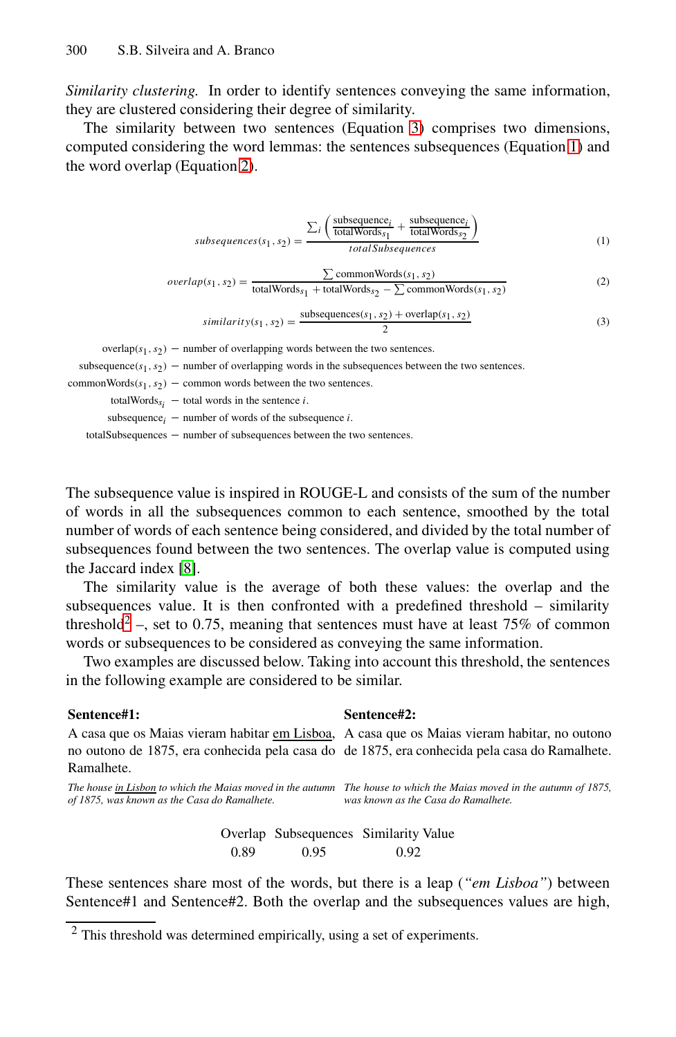*Similarity clustering.* In order to identify sentences conveying the same information, they are clustered considering their degree of similarity.

The similarity between two sentences (Equation 3) comprises two dimensions, computed considering the word lemmas: the sentences subsequences (Equation 1) and the word overlap (Equation 2).

$$subsequences(s_1, s_2) = \frac{\sum_i \left( \frac{\text{subsequence}_i}{\text{totalWords}_{s_1}} + \frac{\text{subsequence}_i}{\text{totalWords}_{s_2}} \right)}{totalSubsequences} \tag{1}$$

$$overlap(s_1, s_2) = \frac{\sum \text{commonWords}(s_1, s_2)}{\text{totalWords}_{s_1} + \text{totalWords}_{s_2} - \sum \text{commonWords}(s_1, s_2)} \tag{2}$$

$$similarity(s_1, s_2) = \frac{\text{subsequences}(s_1, s_2) + \text{overlap}(s_1, s_2)}{2} \tag{3}$$

- $\text{overlap}(s_1, s_2)$ – number of overlapping words between the two sentences.
- $\text{subsequence}(s_1, s_2)$ – number of overlapping words in the subsequences between the two sentences.
- $\text{commonWords}(s_1, s_2)$ – common words between the two sentences.
- $\text{totalWords}_{s_i}$ – total words in the sentence $i$.
- $\text{subsequence}_i$ – number of words of the subsequence $i$.
- totalSubsequences – number of subsequences between the two sentences.

The subsequence value is inspired in ROUGE-L and consists of the sum of the number of words in all the subsequences common to each sentence, smoothed by the total number of words of each sentence being considered, and divided by the total number of subsequences found between the two sentences. The overlap value is computed using the Jaccard index [8].

The similarity value is the average of both these values: the overlap and the subsequences value. It is then confronted with a predefined threshold – similarity threshold[2] –, set to 0.75, meaning that sentences must have at least 75% of common words or subsequences to be considered as conveying the same information.

Two examples are discussed below. Taking into account this threshold, the sentences in the following example are considered to be similar.

**Sentence#1:**
A casa que os Maias vieram habitar em Lisboa, no outono de 1875, era conhecida pela casa do Ramalhete.

*The house in Lisbon to which the Maias moved in the autumn of 1875, was known as the Casa do Ramalhete.*

**Sentence#2:**
A casa que os Maias vieram habitar, no outono de 1875, era conhecida pela casa do Ramalhete.

*The house to which the Maias moved in the autumn of 1875, was known as the Casa do Ramalhete.*

| Overlap | Subsequences | Similarity Value |
|---|---|---|
| 0.89 | 0.95 | 0.92 |

These sentences share most of the words, but there is a leap (*"em Lisboa"*) between Sentence#1 and Sentence#2. Both the overlap and the subsequences values are high,

[2] This threshold was determined empirically, using a set of experiments.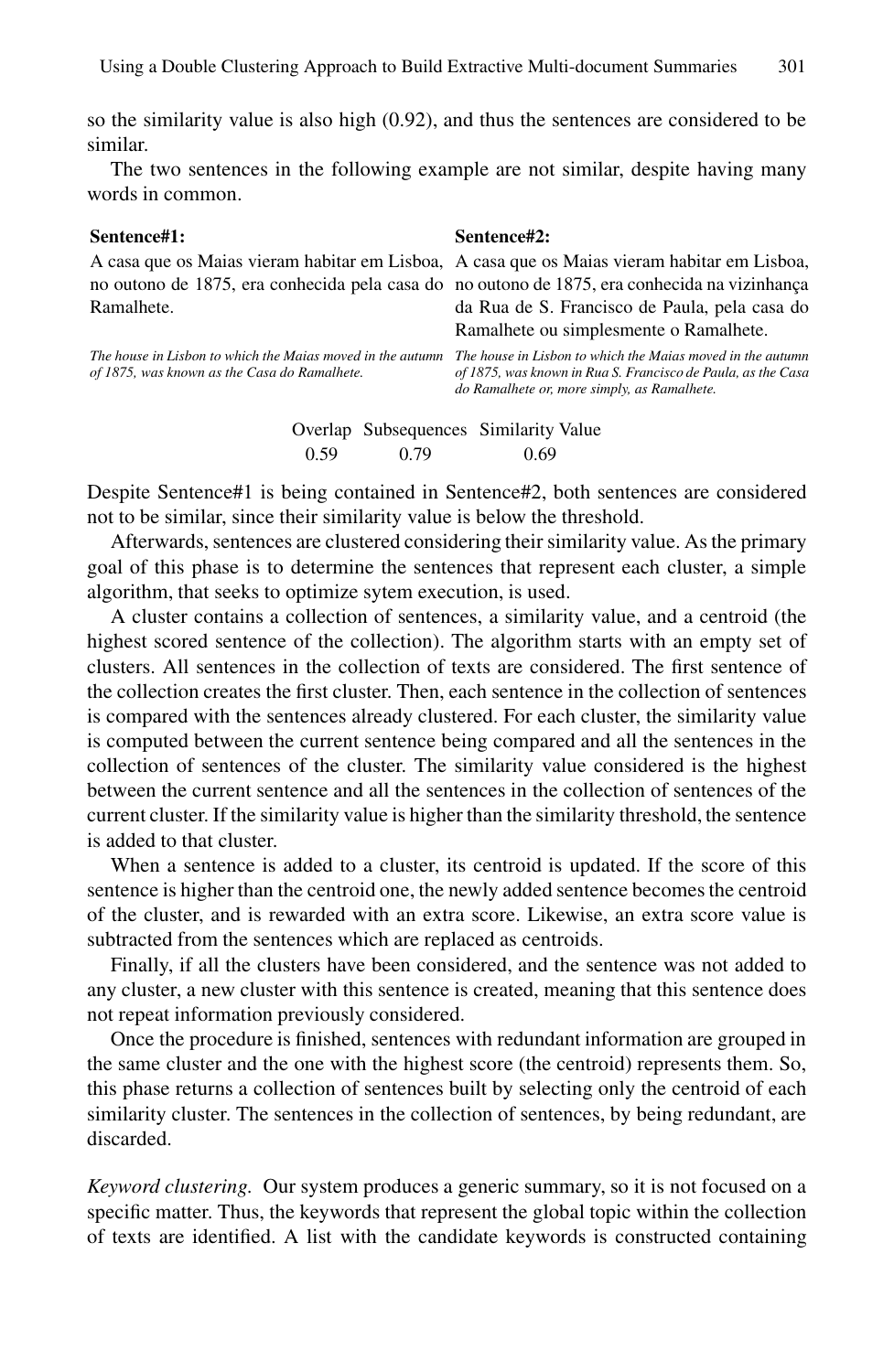so the similarity value is also high (0.92), and thus the sentences are considered to be similar.

The two sentences in the following example are not similar, despite having many words in common.

| **Sentence#1:** | **Sentence#2:** |
|---|---|
| A casa que os Maias vieram habitar em Lisboa, no outono de 1875, era conhecida pela casa do Ramalhete. | A casa que os Maias vieram habitar em Lisboa, no outono de 1875, era conhecida na vizinhança da Rua de S. Francisco de Paula, pela casa do Ramalhete ou simplesmente o Ramalhete. |
| *The house in Lisbon to which the Maias moved in the autumn of 1875, was known as the Casa do Ramalhete.* | *The house in Lisbon to which the Maias moved in the autumn of 1875, was known in Rua S. Francisco de Paula, as the Casa do Ramalhete or, more simply, as Ramalhete.* |

| Overlap | Subsequences | Similarity Value |
|---|---|---|
| 0.59 | 0.79 | 0.69 |

Despite Sentence#1 is being contained in Sentence#2, both sentences are considered not to be similar, since their similarity value is below the threshold.

Afterwards, sentences are clustered considering their similarity value. As the primary goal of this phase is to determine the sentences that represent each cluster, a simple algorithm, that seeks to optimize sytem execution, is used.

A cluster contains a collection of sentences, a similarity value, and a centroid (the highest scored sentence of the collection). The algorithm starts with an empty set of clusters. All sentences in the collection of texts are considered. The first sentence of the collection creates the first cluster. Then, each sentence in the collection of sentences is compared with the sentences already clustered. For each cluster, the similarity value is computed between the current sentence being compared and all the sentences in the collection of sentences of the cluster. The similarity value considered is the highest between the current sentence and all the sentences in the collection of sentences of the current cluster. If the similarity value is higher than the similarity threshold, the sentence is added to that cluster.

When a sentence is added to a cluster, its centroid is updated. If the score of this sentence is higher than the centroid one, the newly added sentence becomes the centroid of the cluster, and is rewarded with an extra score. Likewise, an extra score value is subtracted from the sentences which are replaced as centroids.

Finally, if all the clusters have been considered, and the sentence was not added to any cluster, a new cluster with this sentence is created, meaning that this sentence does not repeat information previously considered.

Once the procedure is finished, sentences with redundant information are grouped in the same cluster and the one with the highest score (the centroid) represents them. So, this phase returns a collection of sentences built by selecting only the centroid of each similarity cluster. The sentences in the collection of sentences, by being redundant, are discarded.

*Keyword clustering.* Our system produces a generic summary, so it is not focused on a specific matter. Thus, the keywords that represent the global topic within the collection of texts are identified. A list with the candidate keywords is constructed containing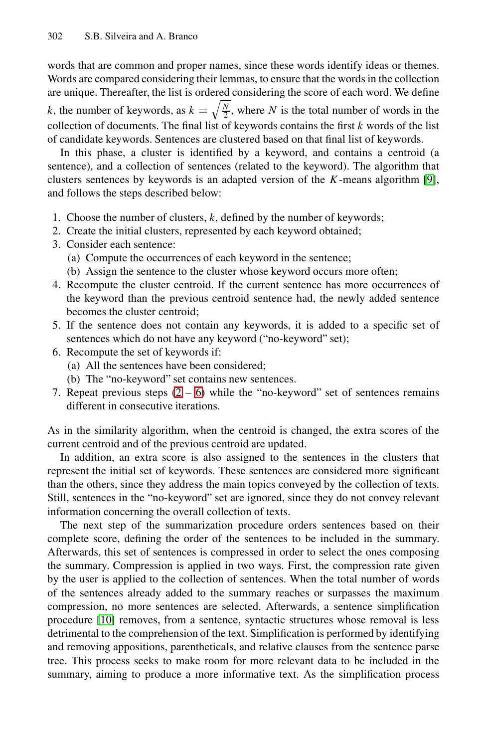words that are common and proper names, since these words identify ideas or themes. Words are compared considering their lemmas, to ensure that the words in the collection are unique. Thereafter, the list is ordered considering the score of each word. We define $k$, the number of keywords, as $k = \sqrt{\frac{N}{2}}$, where $N$ is the total number of words in the collection of documents. The final list of keywords contains the first $k$ words of the list of candidate keywords. Sentences are clustered based on that final list of keywords.

In this phase, a cluster is identified by a keyword, and contains a centroid (a sentence), and a collection of sentences (related to the keyword). The algorithm that clusters sentences by keywords is an adapted version of the $K$-means algorithm [9], and follows the steps described below:

1. Choose the number of clusters, $k$, defined by the number of keywords;
2. Create the initial clusters, represented by each keyword obtained;
3. Consider each sentence:
   (a) Compute the occurrences of each keyword in the sentence;
   (b) Assign the sentence to the cluster whose keyword occurs more often;
4. Recompute the cluster centroid. If the current sentence has more occurrences of the keyword than the previous centroid sentence had, the newly added sentence becomes the cluster centroid;
5. If the sentence does not contain any keywords, it is added to a specific set of sentences which do not have any keyword ("no-keyword" set);
6. Recompute the set of keywords if:
   (a) All the sentences have been considered;
   (b) The "no-keyword" set contains new sentences.
7. Repeat previous steps (2 – 6) while the "no-keyword" set of sentences remains different in consecutive iterations.

As in the similarity algorithm, when the centroid is changed, the extra scores of the current centroid and of the previous centroid are updated.

In addition, an extra score is also assigned to the sentences in the clusters that represent the initial set of keywords. These sentences are considered more significant than the others, since they address the main topics conveyed by the collection of texts. Still, sentences in the "no-keyword" set are ignored, since they do not convey relevant information concerning the overall collection of texts.

The next step of the summarization procedure orders sentences based on their complete score, defining the order of the sentences to be included in the summary. Afterwards, this set of sentences is compressed in order to select the ones composing the summary. Compression is applied in two ways. First, the compression rate given by the user is applied to the collection of sentences. When the total number of words of the sentences already added to the summary reaches or surpasses the maximum compression, no more sentences are selected. Afterwards, a sentence simplification procedure [10] removes, from a sentence, syntactic structures whose removal is less detrimental to the comprehension of the text. Simplification is performed by identifying and removing appositions, parentheticals, and relative clauses from the sentence parse tree. This process seeks to make room for more relevant data to be included in the summary, aiming to produce a more informative text. As the simplification process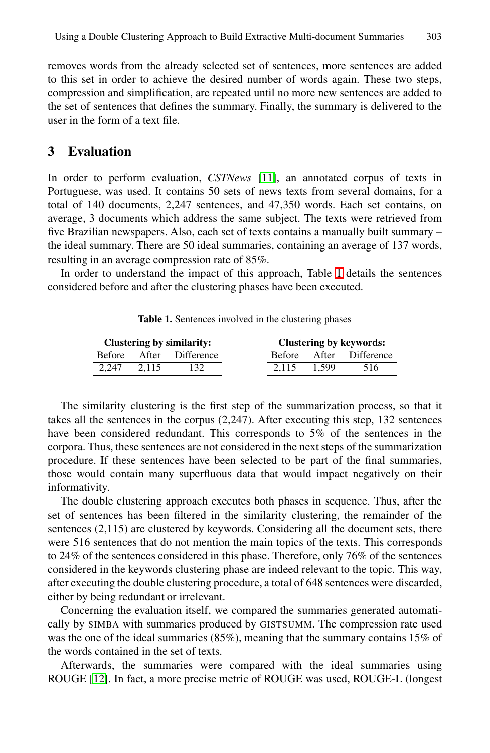removes words from the already selected set of sentences, more sentences are added to this set in order to achieve the desired number of words again. These two steps, compression and simplification, are repeated until no more new sentences are added to the set of sentences that defines the summary. Finally, the summary is delivered to the user in the form of a text file.

## 3 Evaluation

In order to perform evaluation, *CSTNews* [11], an annotated corpus of texts in Portuguese, was used. It contains 50 sets of news texts from several domains, for a total of 140 documents, 2,247 sentences, and 47,350 words. Each set contains, on average, 3 documents which address the same subject. The texts were retrieved from five Brazilian newspapers. Also, each set of texts contains a manually built summary – the ideal summary. There are 50 ideal summaries, containing an average of 137 words, resulting in an average compression rate of 85%.

In order to understand the impact of this approach, Table 1 details the sentences considered before and after the clustering phases have been executed.

**Table 1.** Sentences involved in the clustering phases

| **Clustering by similarity:** | | | **Clustering by keywords:** | | |
|---|---|---|---|---|---|
| Before | After | Difference | Before | After | Difference |
| 2,247 | 2,115 | 132 | 2,115 | 1,599 | 516 |

The similarity clustering is the first step of the summarization process, so that it takes all the sentences in the corpus (2,247). After executing this step, 132 sentences have been considered redundant. This corresponds to 5% of the sentences in the corpora. Thus, these sentences are not considered in the next steps of the summarization procedure. If these sentences have been selected to be part of the final summaries, those would contain many superfluous data that would impact negatively on their informativity.

The double clustering approach executes both phases in sequence. Thus, after the set of sentences has been filtered in the similarity clustering, the remainder of the sentences (2,115) are clustered by keywords. Considering all the document sets, there were 516 sentences that do not mention the main topics of the texts. This corresponds to 24% of the sentences considered in this phase. Therefore, only 76% of the sentences considered in the keywords clustering phase are indeed relevant to the topic. This way, after executing the double clustering procedure, a total of 648 sentences were discarded, either by being redundant or irrelevant.

Concerning the evaluation itself, we compared the summaries generated automatically by SIMBA with summaries produced by GISTSUMM. The compression rate used was the one of the ideal summaries (85%), meaning that the summary contains 15% of the words contained in the set of texts.

Afterwards, the summaries were compared with the ideal summaries using ROUGE [12]. In fact, a more precise metric of ROUGE was used, ROUGE-L (longest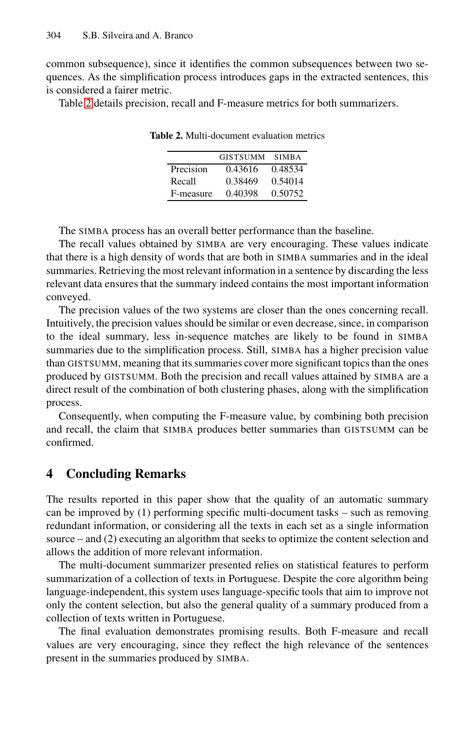common subsequence), since it identifies the common subsequences between two sequences. As the simplification process introduces gaps in the extracted sentences, this is considered a fairer metric.

Table 2 details precision, recall and F-measure metrics for both summarizers.

**Table 2.** Multi-document evaluation metrics

| | GISTSUMM | SIMBA |
|---|---|---|
| Precision | 0.43616 | 0.48534 |
| Recall | 0.38469 | 0.54014 |
| F-measure | 0.40398 | 0.50752 |

The SIMBA process has an overall better performance than the baseline.

The recall values obtained by SIMBA are very encouraging. These values indicate that there is a high density of words that are both in SIMBA summaries and in the ideal summaries. Retrieving the most relevant information in a sentence by discarding the less relevant data ensures that the summary indeed contains the most important information conveyed.

The precision values of the two systems are closer than the ones concerning recall. Intuitively, the precision values should be similar or even decrease, since, in comparison to the ideal summary, less in-sequence matches are likely to be found in SIMBA summaries due to the simplification process. Still, SIMBA has a higher precision value than GISTSUMM, meaning that its summaries cover more significant topics than the ones produced by GISTSUMM. Both the precision and recall values attained by SIMBA are a direct result of the combination of both clustering phases, along with the simplification process.

Consequently, when computing the F-measure value, by combining both precision and recall, the claim that SIMBA produces better summaries than GISTSUMM can be confirmed.

## 4 Concluding Remarks

The results reported in this paper show that the quality of an automatic summary can be improved by (1) performing specific multi-document tasks – such as removing redundant information, or considering all the texts in each set as a single information source – and (2) executing an algorithm that seeks to optimize the content selection and allows the addition of more relevant information.

The multi-document summarizer presented relies on statistical features to perform summarization of a collection of texts in Portuguese. Despite the core algorithm being language-independent, this system uses language-specific tools that aim to improve not only the content selection, but also the general quality of a summary produced from a collection of texts written in Portuguese.

The final evaluation demonstrates promising results. Both F-measure and recall values are very encouraging, since they reflect the high relevance of the sentences present in the summaries produced by SIMBA.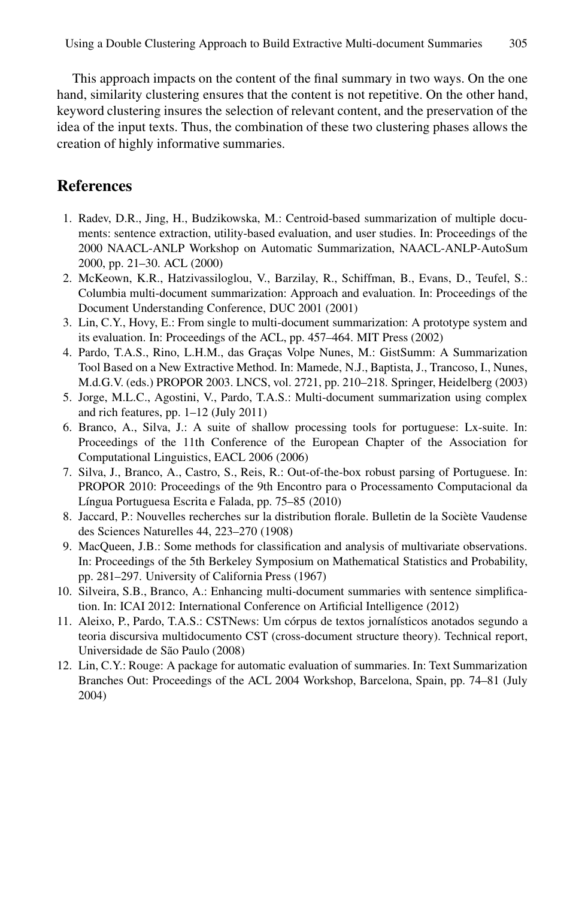This approach impacts on the content of the final summary in two ways. On the one hand, similarity clustering ensures that the content is not repetitive. On the other hand, keyword clustering insures the selection of relevant content, and the preservation of the idea of the input texts. Thus, the combination of these two clustering phases allows the creation of highly informative summaries.

## References

1. Radev, D.R., Jing, H., Budzikowska, M.: Centroid-based summarization of multiple documents: sentence extraction, utility-based evaluation, and user studies. In: Proceedings of the 2000 NAACL-ANLP Workshop on Automatic Summarization, NAACL-ANLP-AutoSum 2000, pp. 21–30. ACL (2000)
2. McKeown, K.R., Hatzivassiloglou, V., Barzilay, R., Schiffman, B., Evans, D., Teufel, S.: Columbia multi-document summarization: Approach and evaluation. In: Proceedings of the Document Understanding Conference, DUC 2001 (2001)
3. Lin, C.Y., Hovy, E.: From single to multi-document summarization: A prototype system and its evaluation. In: Proceedings of the ACL, pp. 457–464. MIT Press (2002)
4. Pardo, T.A.S., Rino, L.H.M., das Graças Volpe Nunes, M.: GistSumm: A Summarization Tool Based on a New Extractive Method. In: Mamede, N.J., Baptista, J., Trancoso, I., Nunes, M.d.G.V. (eds.) PROPOR 2003. LNCS, vol. 2721, pp. 210–218. Springer, Heidelberg (2003)
5. Jorge, M.L.C., Agostini, V., Pardo, T.A.S.: Multi-document summarization using complex and rich features, pp. 1–12 (July 2011)
6. Branco, A., Silva, J.: A suite of shallow processing tools for portuguese: Lx-suite. In: Proceedings of the 11th Conference of the European Chapter of the Association for Computational Linguistics, EACL 2006 (2006)
7. Silva, J., Branco, A., Castro, S., Reis, R.: Out-of-the-box robust parsing of Portuguese. In: PROPOR 2010: Proceedings of the 9th Encontro para o Processamento Computacional da Língua Portuguesa Escrita e Falada, pp. 75–85 (2010)
8. Jaccard, P.: Nouvelles recherches sur la distribution florale. Bulletin de la Sociète Vaudense des Sciences Naturelles 44, 223–270 (1908)
9. MacQueen, J.B.: Some methods for classification and analysis of multivariate observations. In: Proceedings of the 5th Berkeley Symposium on Mathematical Statistics and Probability, pp. 281–297. University of California Press (1967)
10. Silveira, S.B., Branco, A.: Enhancing multi-document summaries with sentence simplification. In: ICAI 2012: International Conference on Artificial Intelligence (2012)
11. Aleixo, P., Pardo, T.A.S.: CSTNews: Um córpus de textos jornalísticos anotados segundo a teoria discursiva multidocumento CST (cross-document structure theory). Technical report, Universidade de São Paulo (2008)
12. Lin, C.Y.: Rouge: A package for automatic evaluation of summaries. In: Text Summarization Branches Out: Proceedings of the ACL 2004 Workshop, Barcelona, Spain, pp. 74–81 (July 2004)